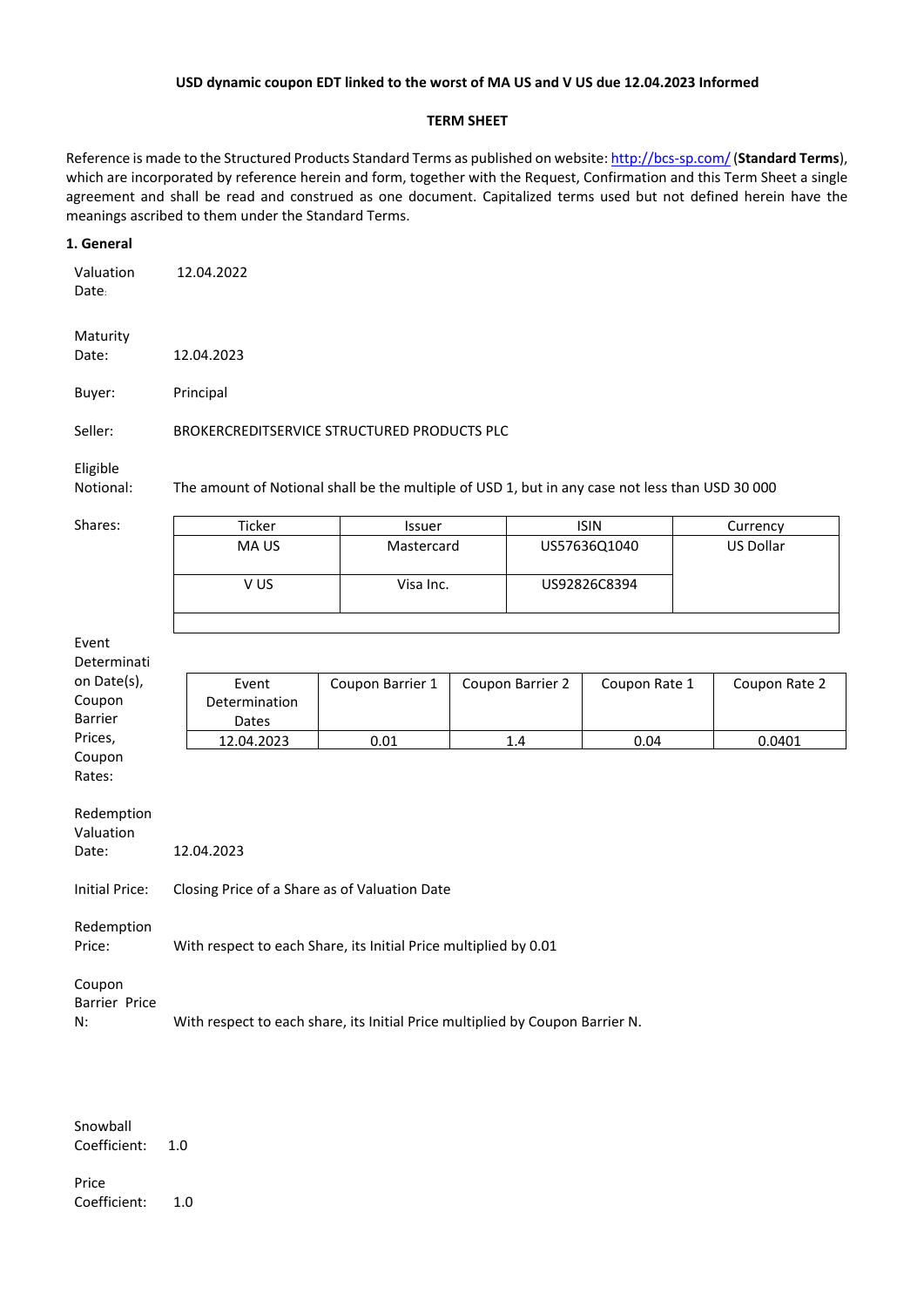**USD dynamic coupon EDT linked to the worst of MA US and V US due 12.04.2023 Informed**

**TERM SHEET**

Reference is made to the Structured Products Standard Terms as published on website: http://bcs-sp.com/ (**Standard Terms**), which are incorporated by reference herein and form, together with the Request, Confirmation and this Term Sheet a single agreement and shall be read and construed as one document. Capitalized terms used but not defined herein have the meanings ascribed to them under the Standard Terms.

**1. General**

Valuation Date: 12.04.2022

Maturity Date: 12.04.2023

Buyer: Principal

Seller: BROKERCREDITSERVICE STRUCTURED PRODUCTS PLC

Eligible Notional: The amount of Notional shall be the multiple of USD 1, but in any case not less than USD 30 000

Shares:

| Ticker | Issuer | ISIN | Currency |
|---|---|---|---|
| MA US | Mastercard | US57636Q1040 | US Dollar |
| V US | Visa Inc. | US92826C8394 | |
| | | | |

Event Determination Date(s), Coupon Barrier Prices, Coupon Rates:

| Event Determination Dates | Coupon Barrier 1 | Coupon Barrier 2 | Coupon Rate 1 | Coupon Rate 2 |
|---|---|---|---|---|
| 12.04.2023 | 0.01 | 1.4 | 0.04 | 0.0401 |

Redemption Valuation Date: 12.04.2023

Initial Price: Closing Price of a Share as of Valuation Date

Redemption Price: With respect to each Share, its Initial Price multiplied by 0.01

Coupon Barrier Price N: With respect to each share, its Initial Price multiplied by Coupon Barrier N.

Snowball Coefficient: 1.0

Price Coefficient: 1.0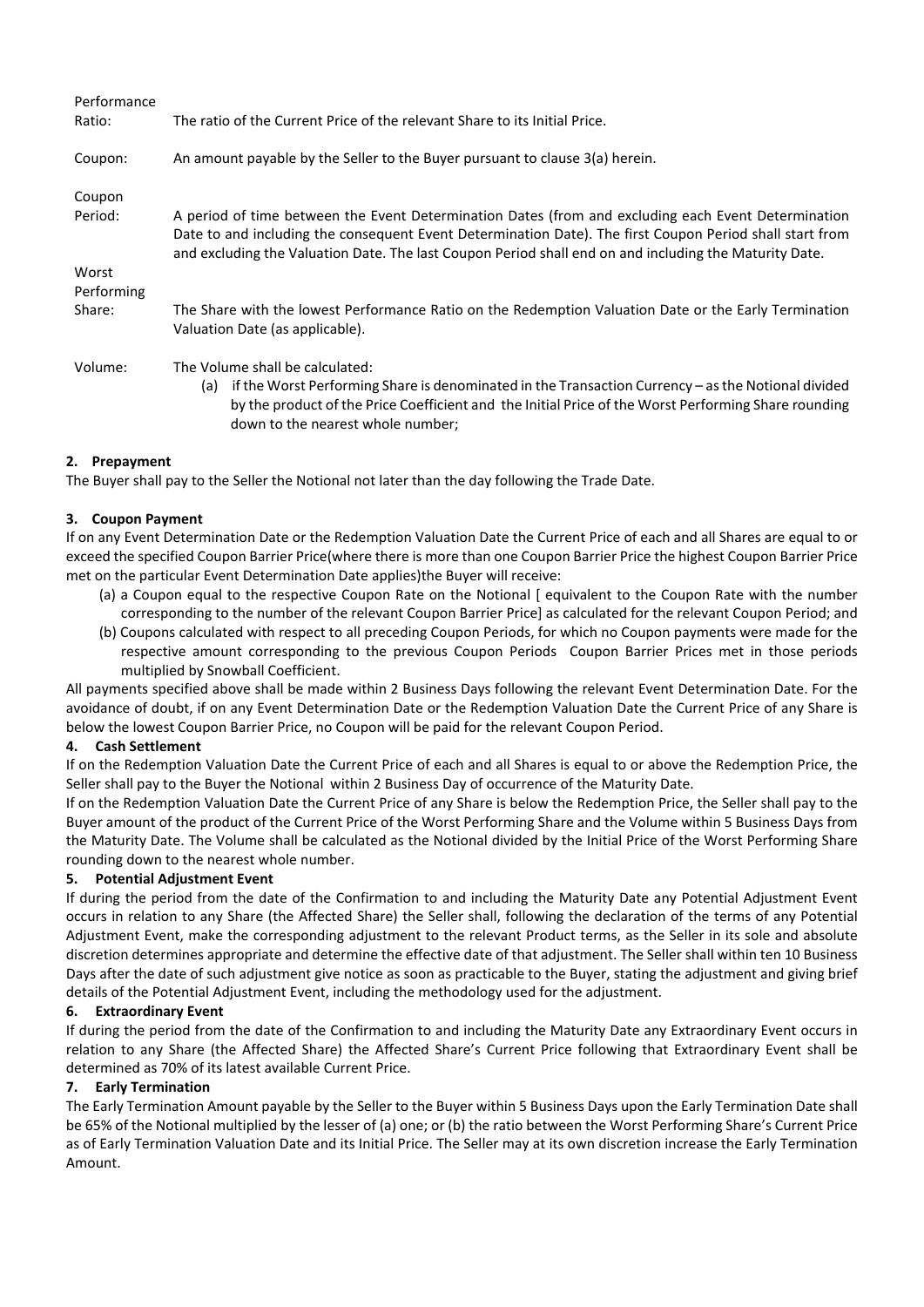| | |
|---|---|
| Performance Ratio: | The ratio of the Current Price of the relevant Share to its Initial Price. |
| Coupon: | An amount payable by the Seller to the Buyer pursuant to clause 3(a) herein. |
| Coupon Period: | A period of time between the Event Determination Dates (from and excluding each Event Determination Date to and including the consequent Event Determination Date). The first Coupon Period shall start from and excluding the Valuation Date. The last Coupon Period shall end on and including the Maturity Date. |
| Worst Performing Share: | The Share with the lowest Performance Ratio on the Redemption Valuation Date or the Early Termination Valuation Date (as applicable). |
| Volume: | The Volume shall be calculated: (a) if the Worst Performing Share is denominated in the Transaction Currency – as the Notional divided by the product of the Price Coefficient and the Initial Price of the Worst Performing Share rounding down to the nearest whole number; |

**2. Prepayment**

The Buyer shall pay to the Seller the Notional not later than the day following the Trade Date.

**3. Coupon Payment**

If on any Event Determination Date or the Redemption Valuation Date the Current Price of each and all Shares are equal to or exceed the specified Coupon Barrier Price(where there is more than one Coupon Barrier Price the highest Coupon Barrier Price met on the particular Event Determination Date applies)the Buyer will receive:

(a) a Coupon equal to the respective Coupon Rate on the Notional [ equivalent to the Coupon Rate with the number corresponding to the number of the relevant Coupon Barrier Price] as calculated for the relevant Coupon Period; and

(b) Coupons calculated with respect to all preceding Coupon Periods, for which no Coupon payments were made for the respective amount corresponding to the previous Coupon Periods Coupon Barrier Prices met in those periods multiplied by Snowball Coefficient.

All payments specified above shall be made within 2 Business Days following the relevant Event Determination Date. For the avoidance of doubt, if on any Event Determination Date or the Redemption Valuation Date the Current Price of any Share is below the lowest Coupon Barrier Price, no Coupon will be paid for the relevant Coupon Period.

**4. Cash Settlement**

If on the Redemption Valuation Date the Current Price of each and all Shares is equal to or above the Redemption Price, the Seller shall pay to the Buyer the Notional within 2 Business Day of occurrence of the Maturity Date.

If on the Redemption Valuation Date the Current Price of any Share is below the Redemption Price, the Seller shall pay to the Buyer amount of the product of the Current Price of the Worst Performing Share and the Volume within 5 Business Days from the Maturity Date. The Volume shall be calculated as the Notional divided by the Initial Price of the Worst Performing Share rounding down to the nearest whole number.

**5. Potential Adjustment Event**

If during the period from the date of the Confirmation to and including the Maturity Date any Potential Adjustment Event occurs in relation to any Share (the Affected Share) the Seller shall, following the declaration of the terms of any Potential Adjustment Event, make the corresponding adjustment to the relevant Product terms, as the Seller in its sole and absolute discretion determines appropriate and determine the effective date of that adjustment. The Seller shall within ten 10 Business Days after the date of such adjustment give notice as soon as practicable to the Buyer, stating the adjustment and giving brief details of the Potential Adjustment Event, including the methodology used for the adjustment.

**6. Extraordinary Event**

If during the period from the date of the Confirmation to and including the Maturity Date any Extraordinary Event occurs in relation to any Share (the Affected Share) the Affected Share's Current Price following that Extraordinary Event shall be determined as 70% of its latest available Current Price.

**7. Early Termination**

The Early Termination Amount payable by the Seller to the Buyer within 5 Business Days upon the Early Termination Date shall be 65% of the Notional multiplied by the lesser of (a) one; or (b) the ratio between the Worst Performing Share's Current Price as of Early Termination Valuation Date and its Initial Price. The Seller may at its own discretion increase the Early Termination Amount.